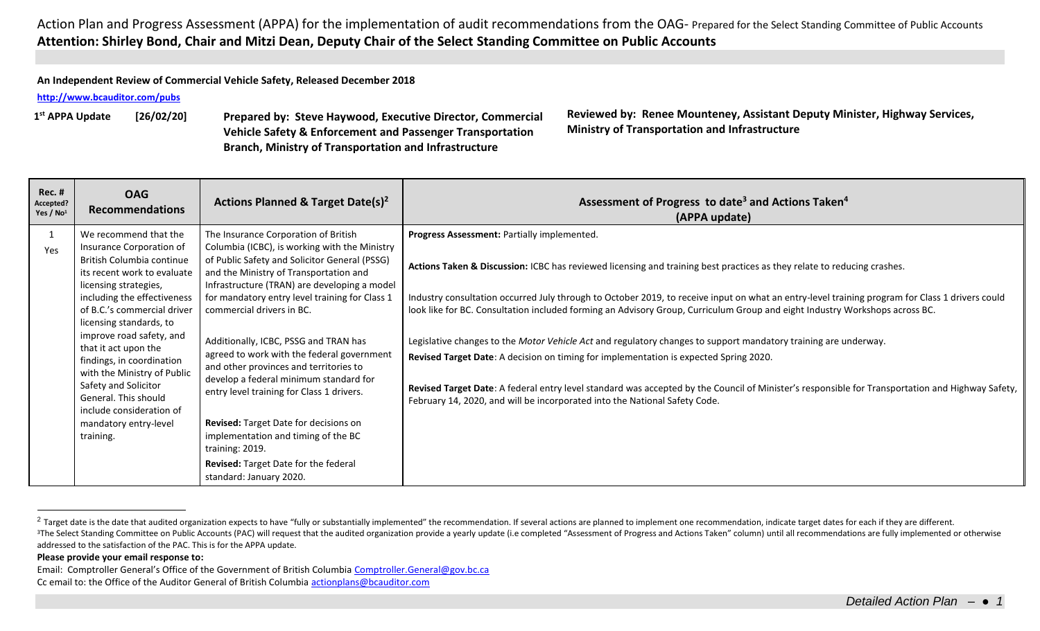Action Plan and Progress Assessment (APPA) for the implementation of audit recommendations from the OAG- Prepared for the Select Standing Committee of Public Accounts

**Attention: Shirley Bond, Chair and Mitzi Dean, Deputy Chair of the Select Standing Committee on Public Accounts**

**An Independent Review of Commercial Vehicle Safety, Released December 2018**

**http://www.bcauditor.com/pubs**

**1st APPA Update** **[26/02/20]**

**Prepared by: Steve Haywood, Executive Director, Commercial Vehicle Safety & Enforcement and Passenger Transportation Branch, Ministry of Transportation and Infrastructure**

**Reviewed by: Renee Mounteney, Assistant Deputy Minister, Highway Services, Ministry of Transportation and Infrastructure**

| Rec. # Accepted? Yes / No[1] | OAG Recommendations | Actions Planned & Target Date(s)[2] | Assessment of Progress to date[3] and Actions Taken[4] (APPA update) |
|---|---|---|---|
| 1<br>Yes | We recommend that the Insurance Corporation of British Columbia continue its recent work to evaluate licensing strategies, including the effectiveness of B.C.'s commercial driver licensing standards, to improve road safety, and that it act upon the findings, in coordination with the Ministry of Public Safety and Solicitor General. This should include consideration of mandatory entry-level training. | The Insurance Corporation of British Columbia (ICBC), is working with the Ministry of Public Safety and Solicitor General (PSSG) and the Ministry of Transportation and Infrastructure (TRAN) are developing a model for mandatory entry level training for Class 1 commercial drivers in BC.<br><br>Additionally, ICBC, PSSG and TRAN has agreed to work with the federal government and other provinces and territories to develop a federal minimum standard for entry level training for Class 1 drivers.<br><br>**Revised:** Target Date for decisions on implementation and timing of the BC training: 2019.<br><br>**Revised:** Target Date for the federal standard: January 2020. | **Progress Assessment:** Partially implemented.<br><br>**Actions Taken & Discussion:** ICBC has reviewed licensing and training best practices as they relate to reducing crashes.<br><br>Industry consultation occurred July through to October 2019, to receive input on what an entry-level training program for Class 1 drivers could look like for BC. Consultation included forming an Advisory Group, Curriculum Group and eight Industry Workshops across BC.<br><br>Legislative changes to the *Motor Vehicle Act* and regulatory changes to support mandatory training are underway.<br><br>**Revised Target Date**: A decision on timing for implementation is expected Spring 2020.<br><br>**Revised Target Date**: A federal entry level standard was accepted by the Council of Minister's responsible for Transportation and Highway Safety, February 14, 2020, and will be incorporated into the National Safety Code. |

[2] Target date is the date that audited organization expects to have "fully or substantially implemented" the recommendation. If several actions are planned to implement one recommendation, indicate target dates for each if they are different.

[3] The Select Standing Committee on Public Accounts (PAC) will request that the audited organization provide a yearly update (i.e completed "Assessment of Progress and Actions Taken" column) until all recommendations are fully implemented or otherwise addressed to the satisfaction of the PAC. This is for the APPA update.

**Please provide your email response to:**

Email: Comptroller General's Office of the Government of British Columbia Comptroller.General@gov.bc.ca

Cc email to: the Office of the Auditor General of British Columbia actionplans@bcauditor.com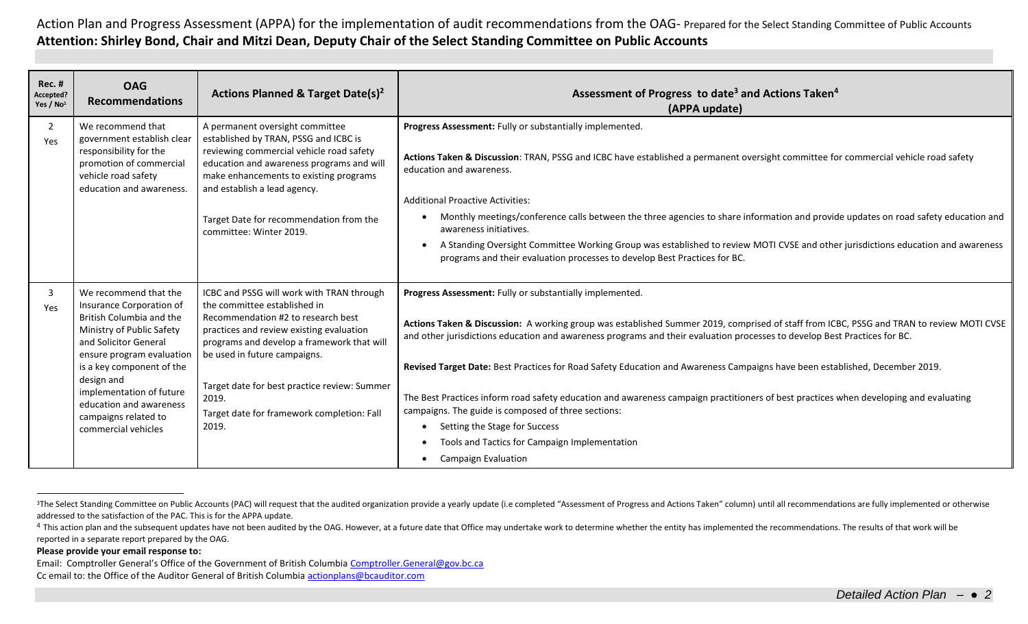Action Plan and Progress Assessment (APPA) for the implementation of audit recommendations from the OAG- Prepared for the Select Standing Committee of Public Accounts

**Attention: Shirley Bond, Chair and Mitzi Dean, Deputy Chair of the Select Standing Committee on Public Accounts**

| Rec. # Accepted? Yes / No[1] | OAG Recommendations | Actions Planned & Target Date(s)[2] | Assessment of Progress to date[3] and Actions Taken[4] (APPA update) |
|---|---|---|---|
| 2 Yes | We recommend that government establish clear responsibility for the promotion of commercial vehicle road safety education and awareness. | A permanent oversight committee established by TRAN, PSSG and ICBC is reviewing commercial vehicle road safety education and awareness programs and will make enhancements to existing programs and establish a lead agency.<br><br>Target Date for recommendation from the committee: Winter 2019. | **Progress Assessment:** Fully or substantially implemented.<br><br>**Actions Taken & Discussion**: TRAN, PSSG and ICBC have established a permanent oversight committee for commercial vehicle road safety education and awareness.<br><br>Additional Proactive Activities:<br>• Monthly meetings/conference calls between the three agencies to share information and provide updates on road safety education and awareness initiatives.<br>• A Standing Oversight Committee Working Group was established to review MOTI CVSE and other jurisdictions education and awareness programs and their evaluation processes to develop Best Practices for BC. |
| 3 Yes | We recommend that the Insurance Corporation of British Columbia and the Ministry of Public Safety and Solicitor General ensure program evaluation is a key component of the design and implementation of future education and awareness campaigns related to commercial vehicles | ICBC and PSSG will work with TRAN through the committee established in Recommendation #2 to research best practices and review existing evaluation programs and develop a framework that will be used in future campaigns.<br><br>Target date for best practice review: Summer 2019.<br>Target date for framework completion: Fall 2019. | **Progress Assessment:** Fully or substantially implemented.<br><br>**Actions Taken & Discussion:** A working group was established Summer 2019, comprised of staff from ICBC, PSSG and TRAN to review MOTI CVSE and other jurisdictions education and awareness programs and their evaluation processes to develop Best Practices for BC.<br><br>**Revised Target Date:** Best Practices for Road Safety Education and Awareness Campaigns have been established, December 2019.<br><br>The Best Practices inform road safety education and awareness campaign practitioners of best practices when developing and evaluating campaigns. The guide is composed of three sections:<br>• Setting the Stage for Success<br>• Tools and Tactics for Campaign Implementation<br>• Campaign Evaluation |

[3] The Select Standing Committee on Public Accounts (PAC) will request that the audited organization provide a yearly update (i.e completed "Assessment of Progress and Actions Taken" column) until all recommendations are fully implemented or otherwise addressed to the satisfaction of the PAC. This is for the APPA update.

[4] This action plan and the subsequent updates have not been audited by the OAG. However, at a future date that Office may undertake work to determine whether the entity has implemented the recommendations. The results of that work will be reported in a separate report prepared by the OAG.

**Please provide your email response to:**

Email: Comptroller General's Office of the Government of British Columbia Comptroller.General@gov.bc.ca

Cc email to: the Office of the Auditor General of British Columbia actionplans@bcauditor.com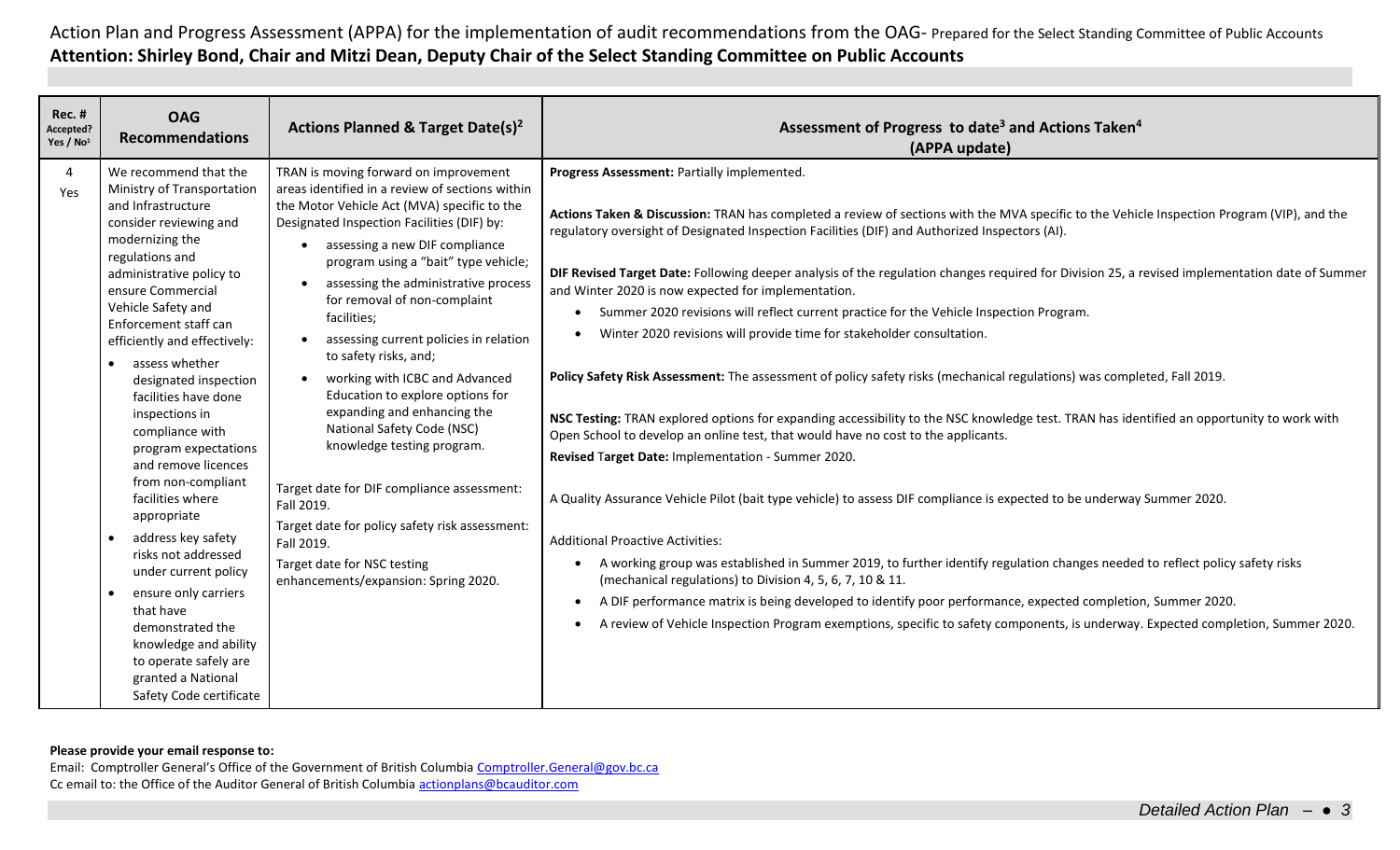Action Plan and Progress Assessment (APPA) for the implementation of audit recommendations from the OAG- Prepared for the Select Standing Committee of Public Accounts

**Attention: Shirley Bond, Chair and Mitzi Dean, Deputy Chair of the Select Standing Committee on Public Accounts**

| Rec. # Accepted? Yes / No[1] | OAG Recommendations | Actions Planned & Target Date(s)[2] | Assessment of Progress to date[3] and Actions Taken[4] (APPA update) |
|---|---|---|---|
| 4 Yes | We recommend that the Ministry of Transportation and Infrastructure consider reviewing and modernizing the regulations and administrative policy to ensure Commercial Vehicle Safety and Enforcement staff can efficiently and effectively: <br>• assess whether designated inspection facilities have done inspections in compliance with program expectations and remove licences from non-compliant facilities where appropriate <br>• address key safety risks not addressed under current policy <br>• ensure only carriers that have demonstrated the knowledge and ability to operate safely are granted a National Safety Code certificate | TRAN is moving forward on improvement areas identified in a review of sections within the Motor Vehicle Act (MVA) specific to the Designated Inspection Facilities (DIF) by: <br>• assessing a new DIF compliance program using a "bait" type vehicle; <br>• assessing the administrative process for removal of non-complaint facilities; <br>• assessing current policies in relation to safety risks, and; <br>• working with ICBC and Advanced Education to explore options for expanding and enhancing the National Safety Code (NSC) knowledge testing program. <br><br>Target date for DIF compliance assessment: Fall 2019. <br>Target date for policy safety risk assessment: Fall 2019. <br>Target date for NSC testing enhancements/expansion: Spring 2020. | **Progress Assessment:** Partially implemented. <br><br>**Actions Taken & Discussion:** TRAN has completed a review of sections with the MVA specific to the Vehicle Inspection Program (VIP), and the regulatory oversight of Designated Inspection Facilities (DIF) and Authorized Inspectors (AI). <br><br>**DIF Revised Target Date:** Following deeper analysis of the regulation changes required for Division 25, a revised implementation date of Summer and Winter 2020 is now expected for implementation. <br>• Summer 2020 revisions will reflect current practice for the Vehicle Inspection Program. <br>• Winter 2020 revisions will provide time for stakeholder consultation. <br><br>**Policy Safety Risk Assessment:** The assessment of policy safety risks (mechanical regulations) was completed, Fall 2019. <br><br>**NSC Testing:** TRAN explored options for expanding accessibility to the NSC knowledge test. TRAN has identified an opportunity to work with Open School to develop an online test, that would have no cost to the applicants. <br>**Revised Target Date:** Implementation - Summer 2020. <br><br>A Quality Assurance Vehicle Pilot (bait type vehicle) to assess DIF compliance is expected to be underway Summer 2020. <br><br>Additional Proactive Activities: <br>• A working group was established in Summer 2019, to further identify regulation changes needed to reflect policy safety risks (mechanical regulations) to Division 4, 5, 6, 7, 10 & 11. <br>• A DIF performance matrix is being developed to identify poor performance, expected completion, Summer 2020. <br>• A review of Vehicle Inspection Program exemptions, specific to safety components, is underway. Expected completion, Summer 2020. |

**Please provide your email response to:**

Email: Comptroller General's Office of the Government of British Columbia Comptroller.General@gov.bc.ca

Cc email to: the Office of the Auditor General of British Columbia actionplans@bcauditor.com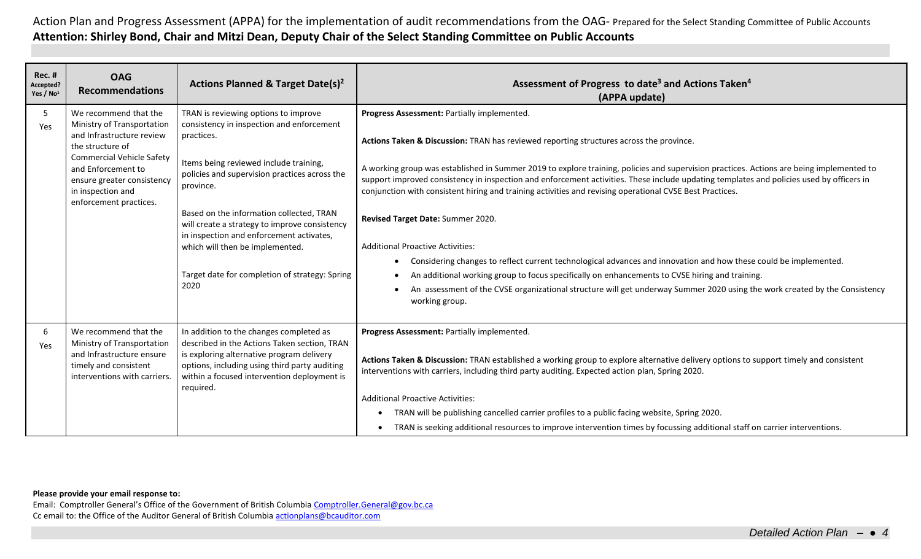Action Plan and Progress Assessment (APPA) for the implementation of audit recommendations from the OAG- Prepared for the Select Standing Committee of Public Accounts

**Attention: Shirley Bond, Chair and Mitzi Dean, Deputy Chair of the Select Standing Committee on Public Accounts**

| Rec. # Accepted? Yes / No[1] | OAG Recommendations | Actions Planned & Target Date(s)[2] | Assessment of Progress to date[3] and Actions Taken[4] (APPA update) |
|---|---|---|---|
| 5 Yes | We recommend that the Ministry of Transportation and Infrastructure review the structure of Commercial Vehicle Safety and Enforcement to ensure greater consistency in inspection and enforcement practices. | TRAN is reviewing options to improve consistency in inspection and enforcement practices.<br><br>Items being reviewed include training, policies and supervision practices across the province.<br><br>Based on the information collected, TRAN will create a strategy to improve consistency in inspection and enforcement activates, which will then be implemented.<br><br>Target date for completion of strategy: Spring 2020 | **Progress Assessment:** Partially implemented.<br><br>**Actions Taken & Discussion:** TRAN has reviewed reporting structures across the province.<br><br>A working group was established in Summer 2019 to explore training, policies and supervision practices. Actions are being implemented to support improved consistency in inspection and enforcement activities. These include updating templates and policies used by officers in conjunction with consistent hiring and training activities and revising operational CVSE Best Practices.<br><br>**Revised Target Date:** Summer 2020.<br><br>Additional Proactive Activities:<br>• Considering changes to reflect current technological advances and innovation and how these could be implemented.<br>• An additional working group to focus specifically on enhancements to CVSE hiring and training.<br>• An assessment of the CVSE organizational structure will get underway Summer 2020 using the work created by the Consistency working group. |
| 6 Yes | We recommend that the Ministry of Transportation and Infrastructure ensure timely and consistent interventions with carriers. | In addition to the changes completed as described in the Actions Taken section, TRAN is exploring alternative program delivery options, including using third party auditing within a focused intervention deployment is required. | **Progress Assessment:** Partially implemented.<br><br>**Actions Taken & Discussion:** TRAN established a working group to explore alternative delivery options to support timely and consistent interventions with carriers, including third party auditing. Expected action plan, Spring 2020.<br><br>Additional Proactive Activities:<br>• TRAN will be publishing cancelled carrier profiles to a public facing website, Spring 2020.<br>• TRAN is seeking additional resources to improve intervention times by focussing additional staff on carrier interventions. |

**Please provide your email response to:**

Email: Comptroller General's Office of the Government of British Columbia Comptroller.General@gov.bc.ca

Cc email to: the Office of the Auditor General of British Columbia actionplans@bcauditor.com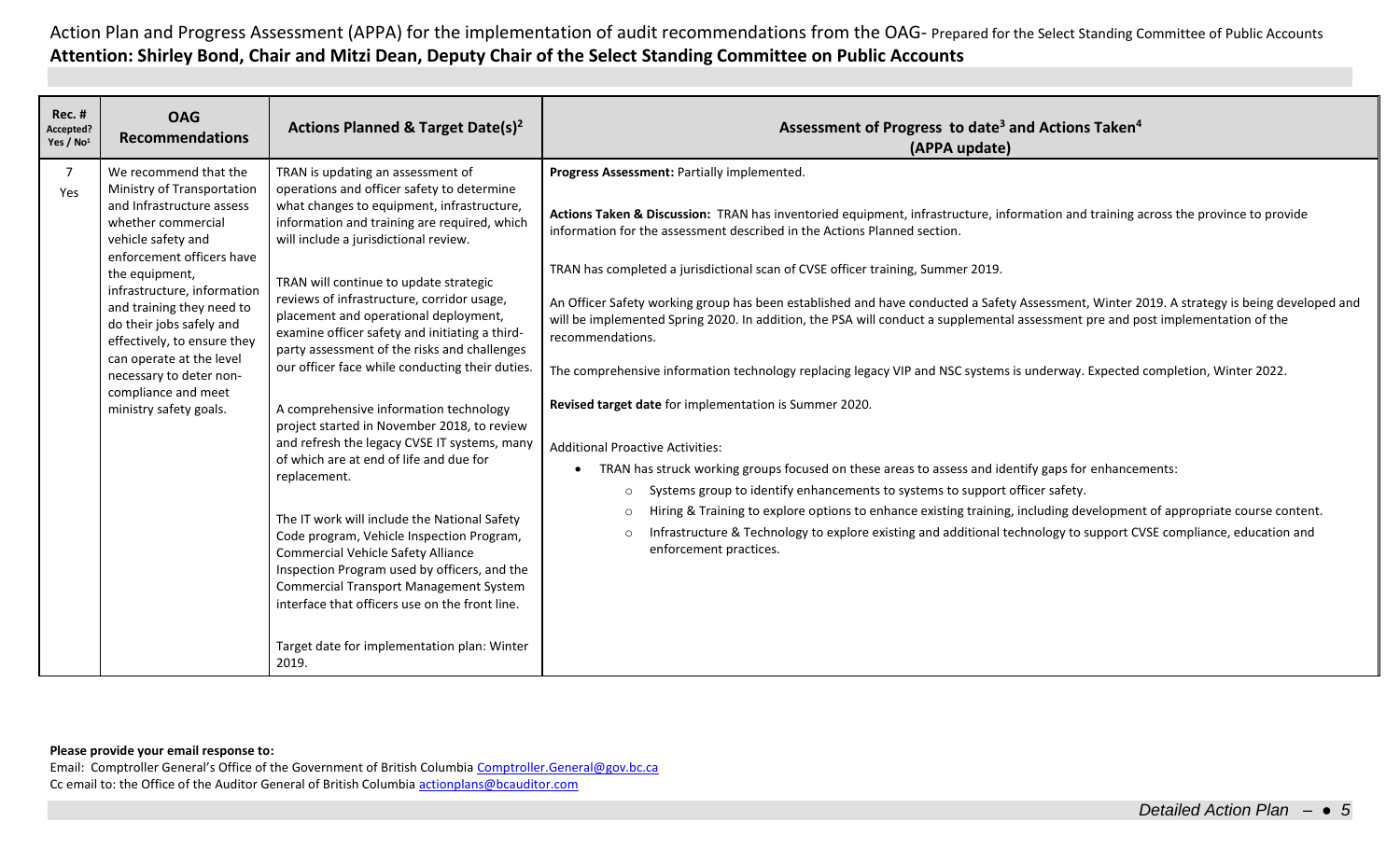Action Plan and Progress Assessment (APPA) for the implementation of audit recommendations from the OAG- Prepared for the Select Standing Committee of Public Accounts

**Attention: Shirley Bond, Chair and Mitzi Dean, Deputy Chair of the Select Standing Committee on Public Accounts**

| Rec. # Accepted? Yes / No[1] | OAG Recommendations | Actions Planned & Target Date(s)[2] | Assessment of Progress to date[3] and Actions Taken[4] (APPA update) |
|---|---|---|---|
| 7<br>Yes | We recommend that the Ministry of Transportation and Infrastructure assess whether commercial vehicle safety and enforcement officers have the equipment, infrastructure, information and training they need to do their jobs safely and effectively, to ensure they can operate at the level necessary to deter non-compliance and meet ministry safety goals. | TRAN is updating an assessment of operations and officer safety to determine what changes to equipment, infrastructure, information and training are required, which will include a jurisdictional review.<br><br>TRAN will continue to update strategic reviews of infrastructure, corridor usage, placement and operational deployment, examine officer safety and initiating a third-party assessment of the risks and challenges our officer face while conducting their duties.<br><br>A comprehensive information technology project started in November 2018, to review and refresh the legacy CVSE IT systems, many of which are at end of life and due for replacement.<br><br>The IT work will include the National Safety Code program, Vehicle Inspection Program, Commercial Vehicle Safety Alliance Inspection Program used by officers, and the Commercial Transport Management System interface that officers use on the front line.<br><br>Target date for implementation plan: Winter 2019. | **Progress Assessment:** Partially implemented.<br><br>**Actions Taken & Discussion:** TRAN has inventoried equipment, infrastructure, information and training across the province to provide information for the assessment described in the Actions Planned section.<br><br>TRAN has completed a jurisdictional scan of CVSE officer training, Summer 2019.<br><br>An Officer Safety working group has been established and have conducted a Safety Assessment, Winter 2019. A strategy is being developed and will be implemented Spring 2020. In addition, the PSA will conduct a supplemental assessment pre and post implementation of the recommendations.<br><br>The comprehensive information technology replacing legacy VIP and NSC systems is underway. Expected completion, Winter 2022.<br><br>**Revised target date** for implementation is Summer 2020.<br><br>Additional Proactive Activities:<br>• TRAN has struck working groups focused on these areas to assess and identify gaps for enhancements:<br>&nbsp;&nbsp;○ Systems group to identify enhancements to systems to support officer safety.<br>&nbsp;&nbsp;○ Hiring & Training to explore options to enhance existing training, including development of appropriate course content.<br>&nbsp;&nbsp;○ Infrastructure & Technology to explore existing and additional technology to support CVSE compliance, education and enforcement practices. |

**Please provide your email response to:**

Email: Comptroller General's Office of the Government of British Columbia Comptroller.General@gov.bc.ca
Cc email to: the Office of the Auditor General of British Columbia actionplans@bcauditor.com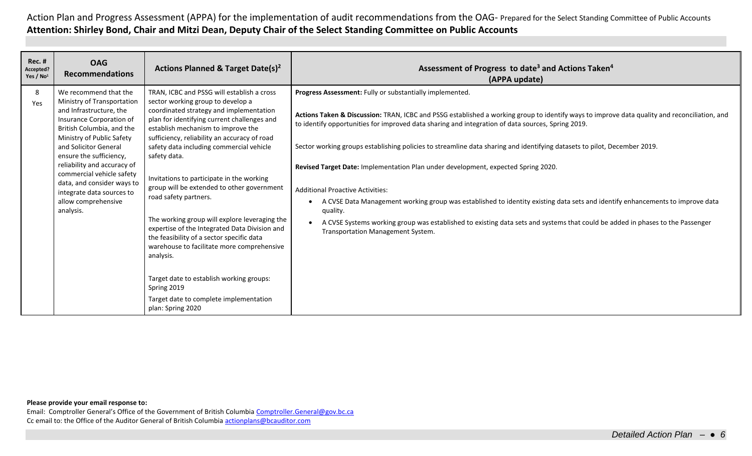Action Plan and Progress Assessment (APPA) for the implementation of audit recommendations from the OAG- Prepared for the Select Standing Committee of Public Accounts

**Attention: Shirley Bond, Chair and Mitzi Dean, Deputy Chair of the Select Standing Committee on Public Accounts**

| Rec. # Accepted? Yes / No[1] | OAG Recommendations | Actions Planned & Target Date(s)[2] | Assessment of Progress to date[3] and Actions Taken[4] (APPA update) |
|---|---|---|---|
| 8 Yes | We recommend that the Ministry of Transportation and Infrastructure, the Insurance Corporation of British Columbia, and the Ministry of Public Safety and Solicitor General ensure the sufficiency, reliability and accuracy of commercial vehicle safety data, and consider ways to integrate data sources to allow comprehensive analysis. | TRAN, ICBC and PSSG will establish a cross sector working group to develop a coordinated strategy and implementation plan for identifying current challenges and establish mechanism to improve the sufficiency, reliability an accuracy of road safety data including commercial vehicle safety data.<br><br>Invitations to participate in the working group will be extended to other government road safety partners.<br><br>The working group will explore leveraging the expertise of the Integrated Data Division and the feasibility of a sector specific data warehouse to facilitate more comprehensive analysis.<br><br>Target date to establish working groups: Spring 2019<br><br>Target date to complete implementation plan: Spring 2020 | **Progress Assessment:** Fully or substantially implemented.<br><br>**Actions Taken & Discussion:** TRAN, ICBC and PSSG established a working group to identify ways to improve data quality and reconciliation, and to identify opportunities for improved data sharing and integration of data sources, Spring 2019.<br><br>Sector working groups establishing policies to streamline data sharing and identifying datasets to pilot, December 2019.<br><br>**Revised Target Date:** Implementation Plan under development, expected Spring 2020.<br><br>Additional Proactive Activities:<br>• A CVSE Data Management working group was established to identity existing data sets and identify enhancements to improve data quality.<br>• A CVSE Systems working group was established to existing data sets and systems that could be added in phases to the Passenger Transportation Management System. |

**Please provide your email response to:**

Email: Comptroller General's Office of the Government of British Columbia Comptroller.General@gov.bc.ca

Cc email to: the Office of the Auditor General of British Columbia actionplans@bcauditor.com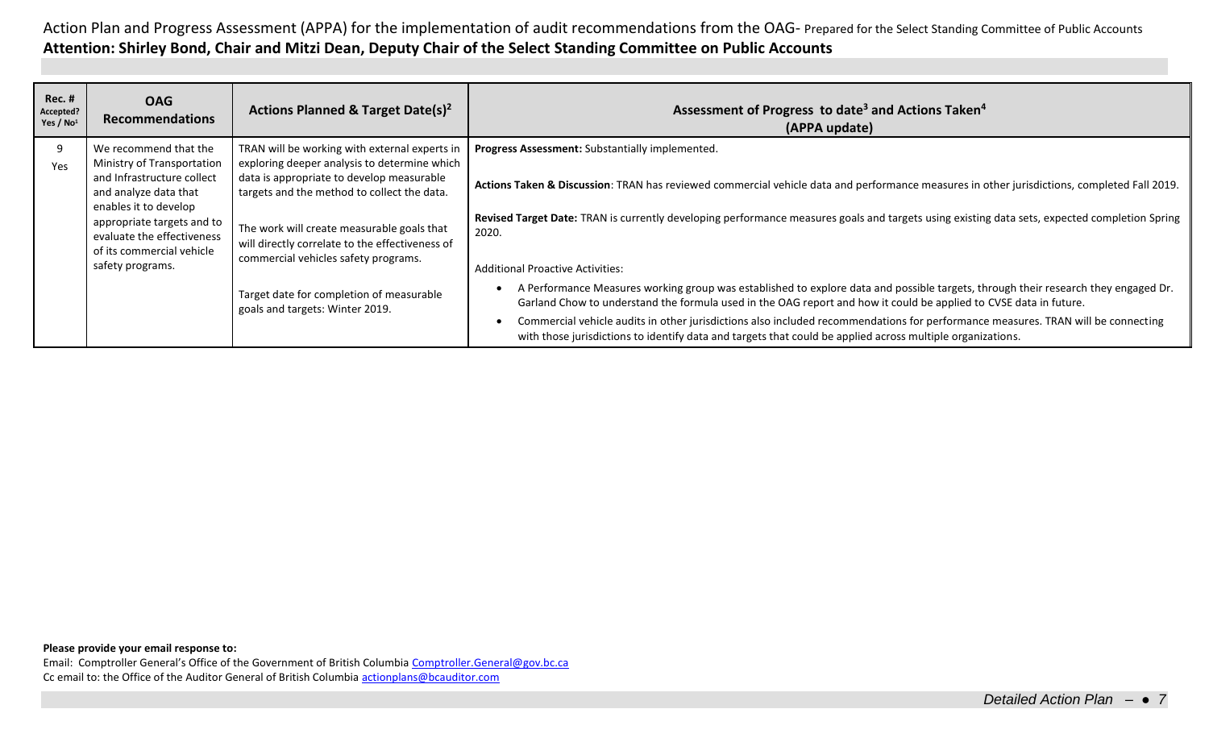Action Plan and Progress Assessment (APPA) for the implementation of audit recommendations from the OAG- Prepared for the Select Standing Committee of Public Accounts

**Attention: Shirley Bond, Chair and Mitzi Dean, Deputy Chair of the Select Standing Committee on Public Accounts**

| Rec. # Accepted? Yes / No[1] | OAG Recommendations | Actions Planned & Target Date(s)[2] | Assessment of Progress to date[3] and Actions Taken[4] (APPA update) |
|---|---|---|---|
| 9<br>Yes | We recommend that the Ministry of Transportation and Infrastructure collect and analyze data that enables it to develop appropriate targets and to evaluate the effectiveness of its commercial vehicle safety programs. | TRAN will be working with external experts in exploring deeper analysis to determine which data is appropriate to develop measurable targets and the method to collect the data.<br><br>The work will create measurable goals that will directly correlate to the effectiveness of commercial vehicles safety programs.<br><br>Target date for completion of measurable goals and targets: Winter 2019. | **Progress Assessment:** Substantially implemented.<br><br>**Actions Taken & Discussion**: TRAN has reviewed commercial vehicle data and performance measures in other jurisdictions, completed Fall 2019.<br><br>**Revised Target Date:** TRAN is currently developing performance measures goals and targets using existing data sets, expected completion Spring 2020.<br><br>Additional Proactive Activities:<br>• A Performance Measures working group was established to explore data and possible targets, through their research they engaged Dr. Garland Chow to understand the formula used in the OAG report and how it could be applied to CVSE data in future.<br>• Commercial vehicle audits in other jurisdictions also included recommendations for performance measures. TRAN will be connecting with those jurisdictions to identify data and targets that could be applied across multiple organizations. |

**Please provide your email response to:**

Email: Comptroller General's Office of the Government of British Columbia Comptroller.General@gov.bc.ca

Cc email to: the Office of the Auditor General of British Columbia actionplans@bcauditor.com